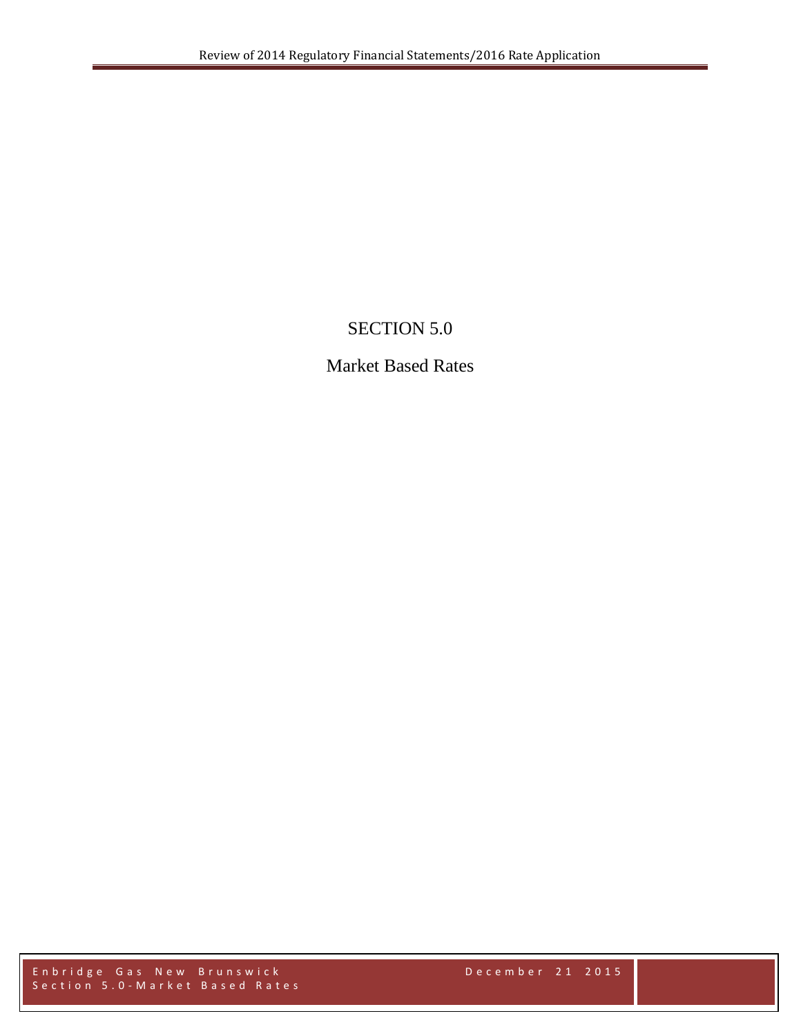# SECTION 5.0

## Market Based Rates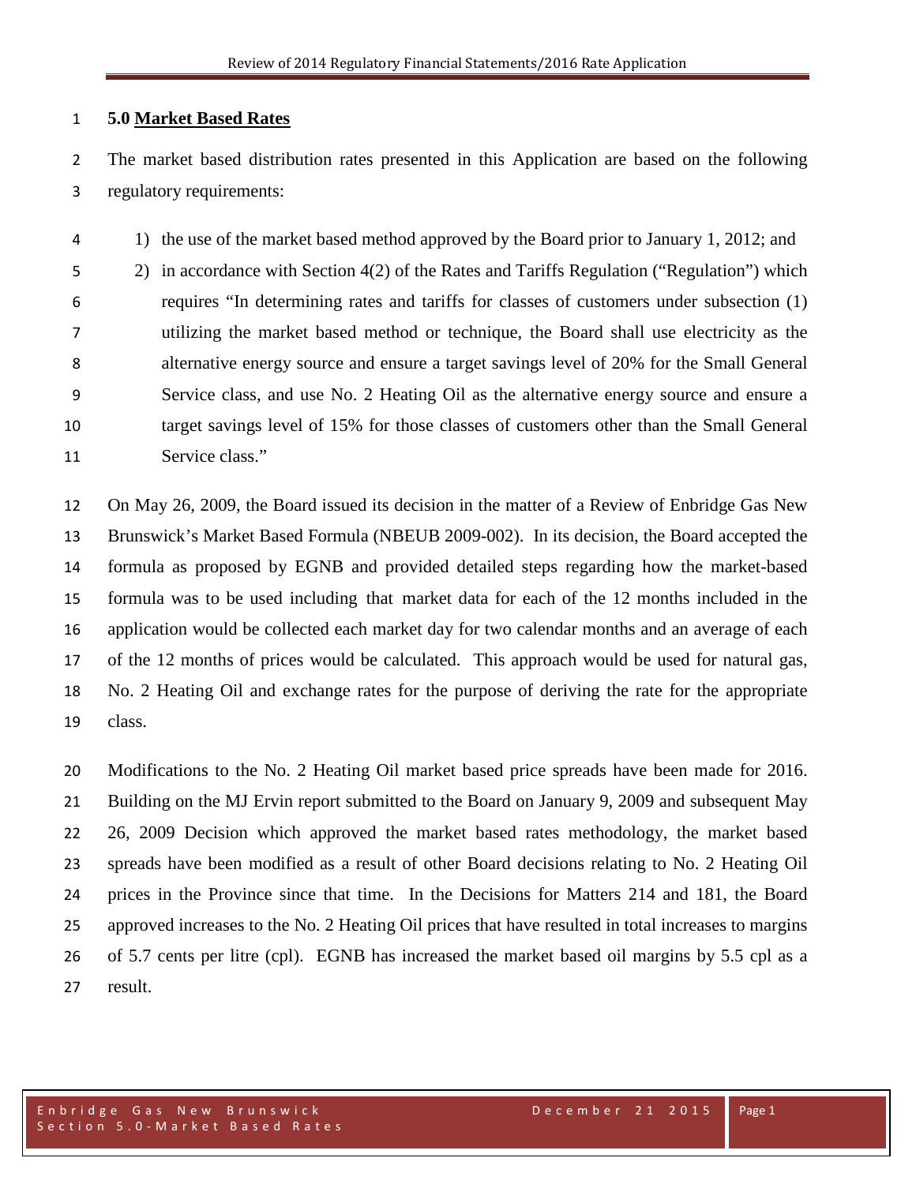# 5.0 **Market Based Rates**

The market based distribution rates presented in this Application are based on the following regulatory requirements:

1) the use of the market based method approved by the Board prior to January 1, 2012; and
2) in accordance with Section 4(2) of the Rates and Tariffs Regulation ("Regulation") which requires "In determining rates and tariffs for classes of customers under subsection (1) utilizing the market based method or technique, the Board shall use electricity as the alternative energy source and ensure a target savings level of 20% for the Small General Service class, and use No. 2 Heating Oil as the alternative energy source and ensure a target savings level of 15% for those classes of customers other than the Small General Service class."

On May 26, 2009, the Board issued its decision in the matter of a Review of Enbridge Gas New Brunswick's Market Based Formula (NBEUB 2009-002). In its decision, the Board accepted the formula as proposed by EGNB and provided detailed steps regarding how the market-based formula was to be used including that market data for each of the 12 months included in the application would be collected each market day for two calendar months and an average of each of the 12 months of prices would be calculated. This approach would be used for natural gas, No. 2 Heating Oil and exchange rates for the purpose of deriving the rate for the appropriate class.

Modifications to the No. 2 Heating Oil market based price spreads have been made for 2016. Building on the MJ Ervin report submitted to the Board on January 9, 2009 and subsequent May 26, 2009 Decision which approved the market based rates methodology, the market based spreads have been modified as a result of other Board decisions relating to No. 2 Heating Oil prices in the Province since that time. In the Decisions for Matters 214 and 181, the Board approved increases to the No. 2 Heating Oil prices that have resulted in total increases to margins of 5.7 cents per litre (cpl). EGNB has increased the market based oil margins by 5.5 cpl as a result.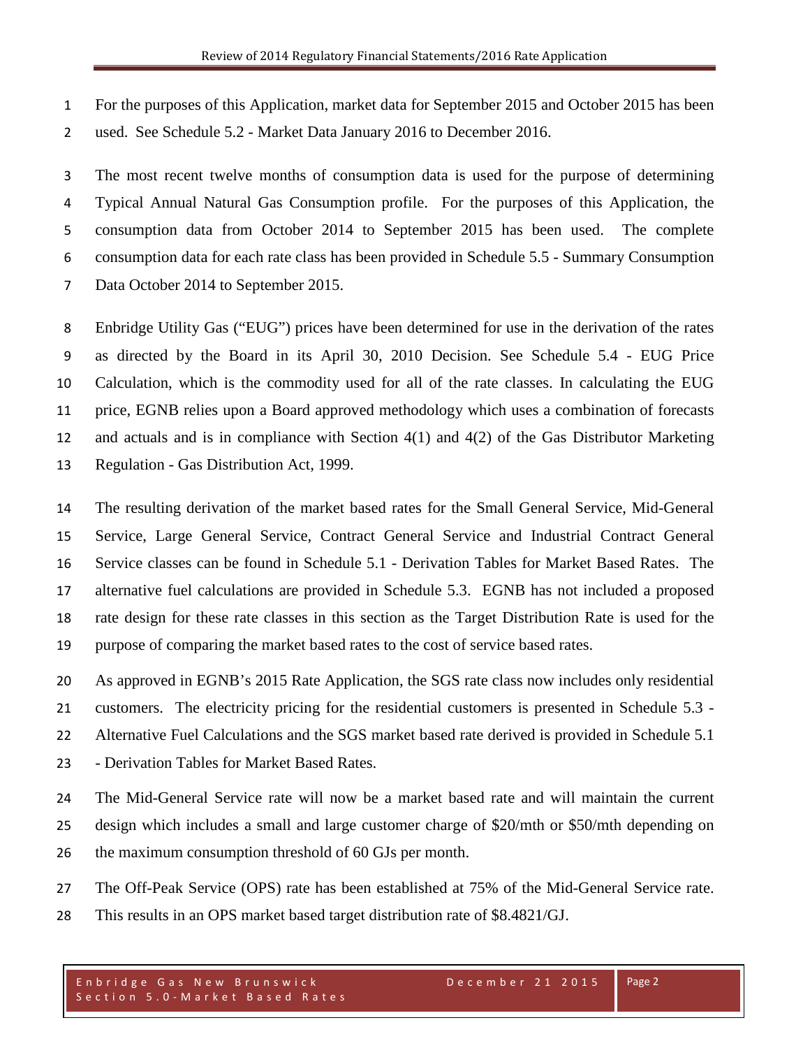For the purposes of this Application, market data for September 2015 and October 2015 has been used. See Schedule 5.2 - Market Data January 2016 to December 2016.

The most recent twelve months of consumption data is used for the purpose of determining Typical Annual Natural Gas Consumption profile. For the purposes of this Application, the consumption data from October 2014 to September 2015 has been used. The complete consumption data for each rate class has been provided in Schedule 5.5 - Summary Consumption Data October 2014 to September 2015.

Enbridge Utility Gas ("EUG") prices have been determined for use in the derivation of the rates as directed by the Board in its April 30, 2010 Decision. See Schedule 5.4 - EUG Price Calculation, which is the commodity used for all of the rate classes. In calculating the EUG price, EGNB relies upon a Board approved methodology which uses a combination of forecasts and actuals and is in compliance with Section 4(1) and 4(2) of the Gas Distributor Marketing Regulation - Gas Distribution Act, 1999.

The resulting derivation of the market based rates for the Small General Service, Mid-General Service, Large General Service, Contract General Service and Industrial Contract General Service classes can be found in Schedule 5.1 - Derivation Tables for Market Based Rates. The alternative fuel calculations are provided in Schedule 5.3. EGNB has not included a proposed rate design for these rate classes in this section as the Target Distribution Rate is used for the purpose of comparing the market based rates to the cost of service based rates.

As approved in EGNB's 2015 Rate Application, the SGS rate class now includes only residential customers. The electricity pricing for the residential customers is presented in Schedule 5.3 - Alternative Fuel Calculations and the SGS market based rate derived is provided in Schedule 5.1 - Derivation Tables for Market Based Rates.

The Mid-General Service rate will now be a market based rate and will maintain the current design which includes a small and large customer charge of $20/mth or $50/mth depending on the maximum consumption threshold of 60 GJs per month.

The Off-Peak Service (OPS) rate has been established at 75% of the Mid-General Service rate. This results in an OPS market based target distribution rate of $8.4821/GJ.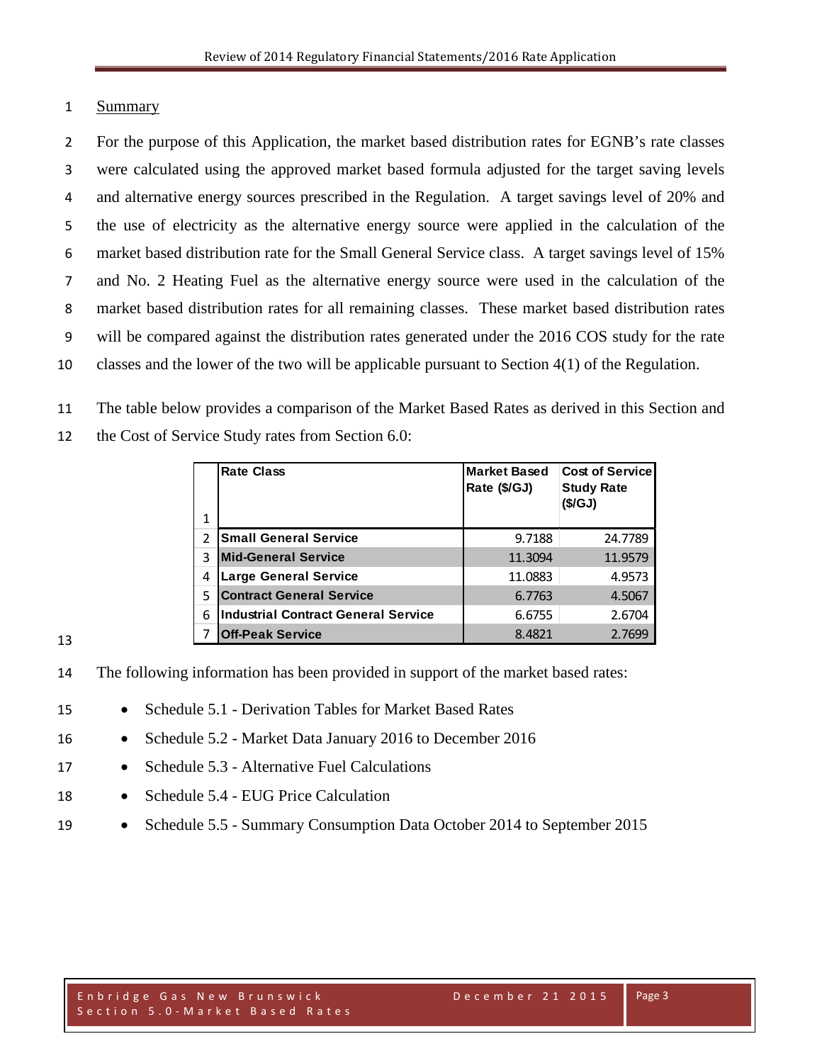Summary

For the purpose of this Application, the market based distribution rates for EGNB's rate classes were calculated using the approved market based formula adjusted for the target saving levels and alternative energy sources prescribed in the Regulation. A target savings level of 20% and the use of electricity as the alternative energy source were applied in the calculation of the market based distribution rate for the Small General Service class. A target savings level of 15% and No. 2 Heating Fuel as the alternative energy source were used in the calculation of the market based distribution rates for all remaining classes. These market based distribution rates will be compared against the distribution rates generated under the 2016 COS study for the rate classes and the lower of the two will be applicable pursuant to Section 4(1) of the Regulation.

The table below provides a comparison of the Market Based Rates as derived in this Section and the Cost of Service Study rates from Section 6.0:

| 1 | Rate Class | Market Based Rate ($/GJ) | Cost of Service Study Rate ($/GJ) |
|---|---|---|---|
| 2 | **Small General Service** | 9.7188 | 24.7789 |
| 3 | **Mid-General Service** | 11.3094 | 11.9579 |
| 4 | **Large General Service** | 11.0883 | 4.9573 |
| 5 | **Contract General Service** | 6.7763 | 4.5067 |
| 6 | **Industrial Contract General Service** | 6.6755 | 2.6704 |
| 7 | **Off-Peak Service** | 8.4821 | 2.7699 |

The following information has been provided in support of the market based rates:

- Schedule 5.1 - Derivation Tables for Market Based Rates
- Schedule 5.2 - Market Data January 2016 to December 2016
- Schedule 5.3 - Alternative Fuel Calculations
- Schedule 5.4 - EUG Price Calculation
- Schedule 5.5 - Summary Consumption Data October 2014 to September 2015